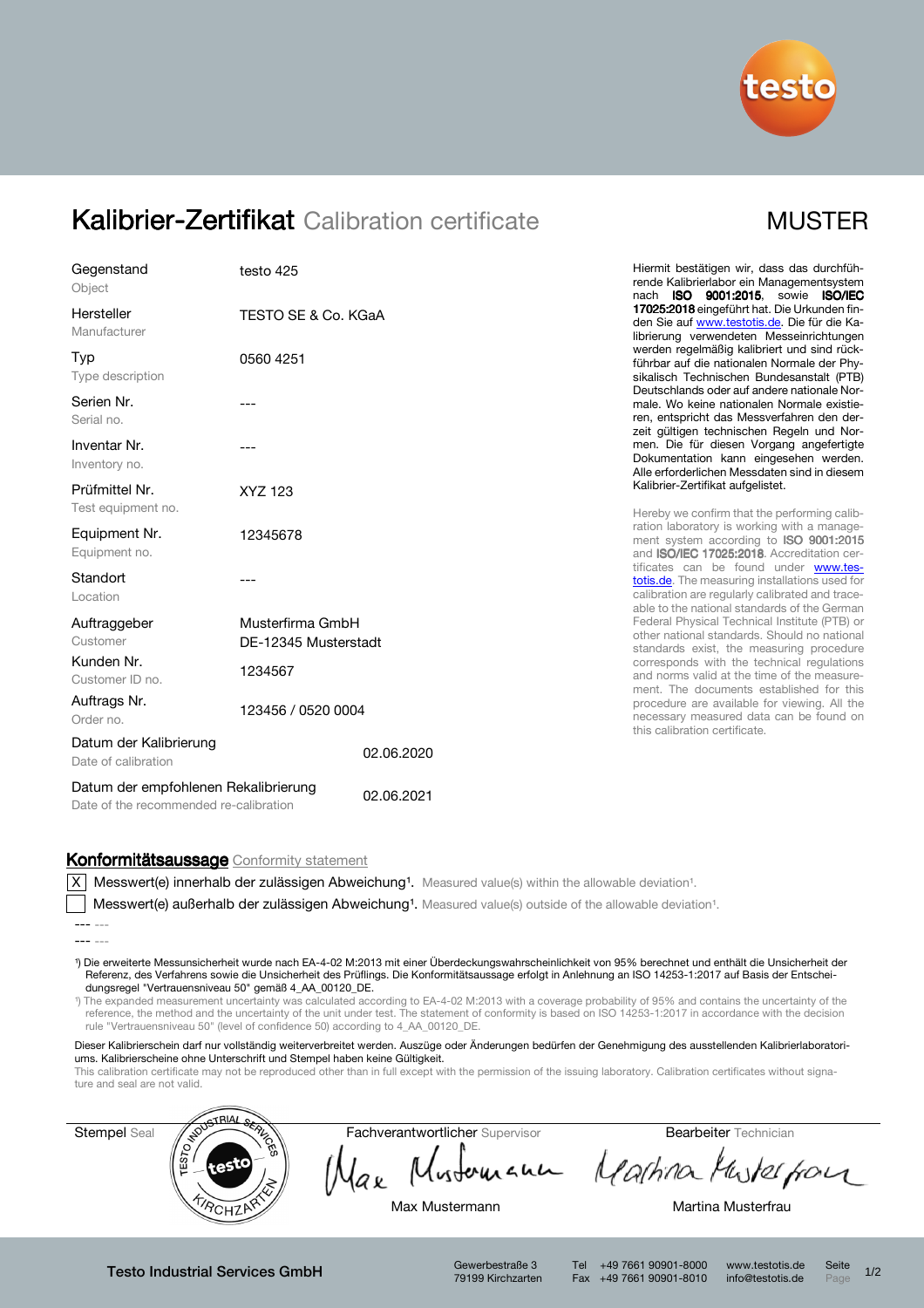# Kalibrier-Zertifikat Calibration certificate

MUSTER

| | |
|---|---|
| Gegenstand<br>Object | testo 425 |
| Hersteller<br>Manufacturer | TESTO SE & Co. KGaA |
| Typ<br>Type description | 0560 4251 |
| Serien Nr.<br>Serial no. | --- |
| Inventar Nr.<br>Inventory no. | --- |
| Prüfmittel Nr.<br>Test equipment no. | XYZ 123 |
| Equipment Nr.<br>Equipment no. | 12345678 |
| Standort<br>Location | --- |
| Auftraggeber<br>Customer | Musterfirma GmbH<br>DE-12345 Musterstadt |
| Kunden Nr.<br>Customer ID no. | 1234567 |
| Auftrags Nr.<br>Order no. | 123456 / 0520 0004 |
| Datum der Kalibrierung<br>Date of calibration | 02.06.2020 |
| Datum der empfohlenen Rekalibrierung<br>Date of the recommended re-calibration | 02.06.2021 |

Hiermit bestätigen wir, dass das durchführende Kalibrierlabor ein Managementsystem nach **ISO 9001:2015**, sowie **ISO/IEC 17025:2018** eingeführt hat. Die Urkunden finden Sie auf www.testotis.de. Die für die Kalibrierung verwendeten Messeinrichtungen werden regelmäßig kalibriert und sind rückführbar auf die nationalen Normale der Physikalisch Technischen Bundesanstalt (PTB) Deutschlands oder auf andere nationale Normale. Wo keine nationalen Normale existieren, entspricht das Messverfahren den derzeit gültigen technischen Regeln und Normen. Die für diesen Vorgang angefertigte Dokumentation kann eingesehen werden. Alle erforderlichen Messdaten sind in diesem Kalibrier-Zertifikat aufgelistet.

Hereby we confirm that the performing calibration laboratory is working with a management system according to **ISO 9001:2015** and **ISO/IEC 17025:2018**. Accreditation certificates can be found under www.testotis.de. The measuring installations used for calibration are regularly calibrated and traceable to the national standards of the German Federal Physical Technical Institute (PTB) or other national standards. Should no national standards exist, the measuring procedure corresponds with the technical regulations and norms valid at the time of the measurement. The documents established for this procedure are available for viewing. All the necessary measured data can be found on this calibration certificate.

## Konformitätsaussage Conformity statement

[X] Messwert(e) innerhalb der zulässigen Abweichung[1]. Measured value(s) within the allowable deviation[1].

[ ] Messwert(e) außerhalb der zulässigen Abweichung[1]. Measured value(s) outside of the allowable deviation[1].

--- ---

--- ---

[1]) Die erweiterte Messunsicherheit wurde nach EA-4-02 M:2013 mit einer Überdeckungswahrscheinlichkeit von 95% berechnet und enthält die Unsicherheit der Referenz, des Verfahrens sowie die Unsicherheit des Prüflings. Die Konformitätsaussage erfolgt in Anlehnung an ISO 14253-1:2017 auf Basis der Entscheidungsregel "Vertrauensniveau 50" gemäß 4_AA_00120_DE.

[1]) The expanded measurement uncertainty was calculated according to EA-4-02 M:2013 with a coverage probability of 95% and contains the uncertainty of the reference, the method and the uncertainty of the unit under test. The statement of conformity is based on ISO 14253-1:2017 in accordance with the decision rule "Vertrauensniveau 50" (level of confidence 50) according to 4_AA_00120_DE.

Dieser Kalibrierschein darf nur vollständig weiterverbreitet werden. Auszüge oder Änderungen bedürfen der Genehmigung des ausstellenden Kalibrierlaboratoriums. Kalibrierscheine ohne Unterschrift und Stempel haben keine Gültigkeit.

This calibration certificate may not be reproduced other than in full except with the permission of the issuing laboratory. Calibration certificates without signature and seal are not valid.

| Stempel Seal | Fachverantwortlicher Supervisor | Bearbeiter Technician |
|---|---|---|
| TESTO INDUSTRIAL SERVICES testo KIRCHZARTEN | Max Mustermann | Martina Musterfrau |

Testo Industrial Services GmbH
Gewerbestraße 3, 79199 Kirchzarten
Tel +49 7661 90901-8000
Fax +49 7661 90901-8010
www.testotis.de
info@testotis.de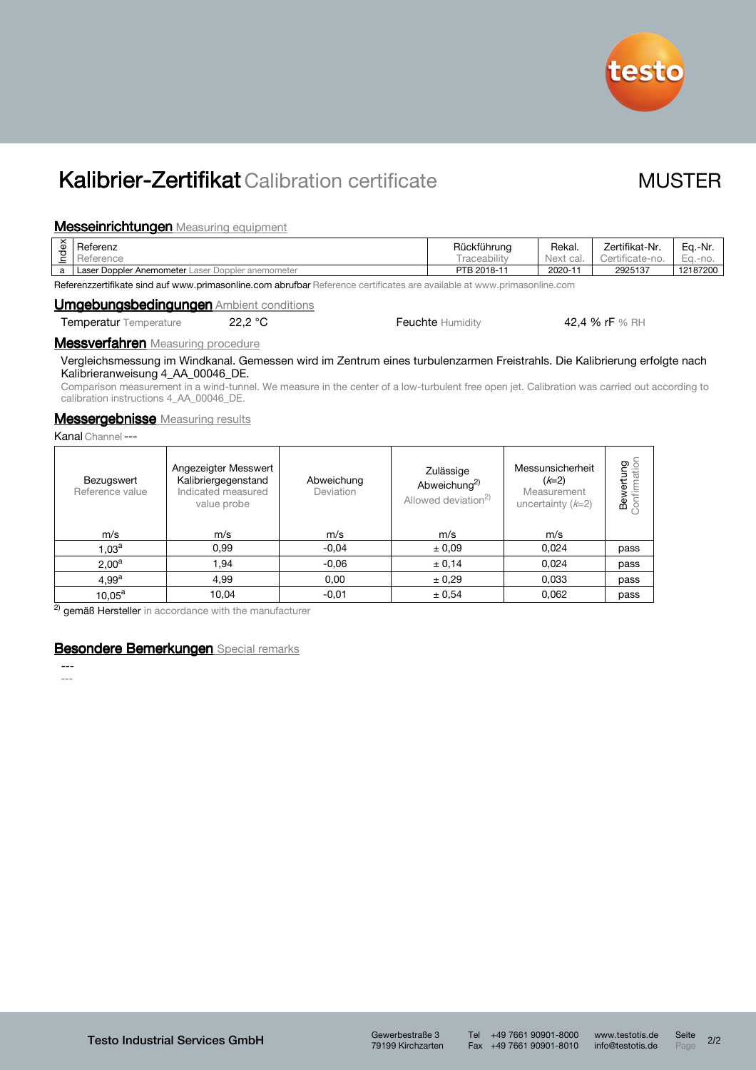# Kalibrier-Zertifikat Calibration certificate

MUSTER

## Messeinrichtungen Measuring equipment

| Index | Referenz Reference | Rückführung Traceability | Rekal. Next cal. | Zertifikat-Nr. Certificate-no. | Eq.-Nr. Eq.-no. |
|---|---|---|---|---|---|
| a | Laser Doppler Anemometer Laser Doppler anemometer | PTB 2018-11 | 2020-11 | 2925137 | 12187200 |

Referenzzertifikate sind auf www.primasonline.com abrufbar Reference certificates are available at www.primasonline.com

## Umgebungsbedingungen Ambient conditions

Temperatur Temperature 22,2 °C

Feuchte Humidity 42,4 % rF % RH

## Messverfahren Measuring procedure

Vergleichsmessung im Windkanal. Gemessen wird im Zentrum eines turbulenzarmen Freistrahls. Die Kalibrierung erfolgte nach Kalibrieranweisung 4_AA_00046_DE.

Comparison measurement in a wind-tunnel. We measure in the center of a low-turbulent free open jet. Calibration was carried out according to calibration instructions 4_AA_00046_DE.

## Messergebnisse Measuring results

Kanal Channel ---

| Bezugswert Reference value m/s | Angezeigter Messwert Kalibriergegenstand Indicated measured value probe m/s | Abweichung Deviation m/s | Zulässige Abweichung[2)] Allowed deviation[2)] m/s | Messunsicherheit ($k$=2) Measurement uncertainty ($k$=2) m/s | Bewertung Confirmation |
|---|---|---|---|---|---|
| 1,03[a] | 0,99 | -0,04 | ± 0,09 | 0,024 | pass |
| 2,00[a] | 1,94 | -0,06 | ± 0,14 | 0,024 | pass |
| 4,99[a] | 4,99 | 0,00 | ± 0,29 | 0,033 | pass |
| 10,05[a] | 10,04 | -0,01 | ± 0,54 | 0,062 | pass |

[2)] gemäß Hersteller in accordance with the manufacturer

## Besondere Bemerkungen Special remarks

---

---

Testo Industrial Services GmbH

Gewerbestraße 3, 79199 Kirchzarten

Tel +49 7661 90901-8000, Fax +49 7661 90901-8010

www.testotis.de, info@testotis.de